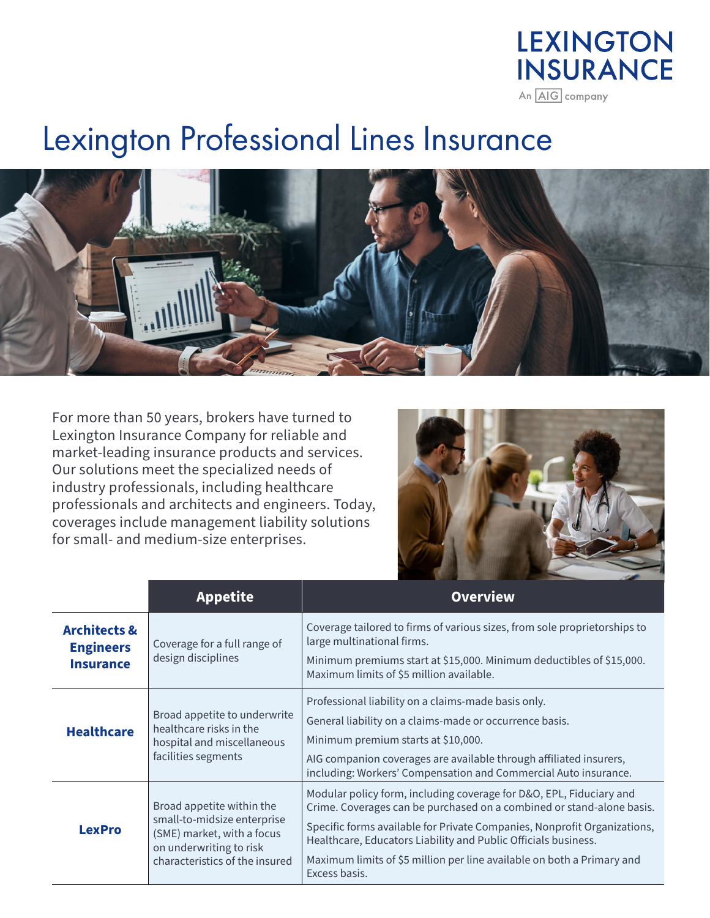LEXINGTON INSURANCE

An AIG company

# Lexington Professional Lines Insurance

For more than 50 years, brokers have turned to Lexington Insurance Company for reliable and market-leading insurance products and services. Our solutions meet the specialized needs of industry professionals, including healthcare professionals and architects and engineers. Today, coverages include management liability solutions for small- and medium-size enterprises.

| | Appetite | Overview |
|---|---|---|
| **Architects & Engineers Insurance** | Coverage for a full range of design disciplines | Coverage tailored to firms of various sizes, from sole proprietorships to large multinational firms.<br><br>Minimum premiums start at $15,000. Minimum deductibles of $15,000. Maximum limits of $5 million available. |
| **Healthcare** | Broad appetite to underwrite healthcare risks in the hospital and miscellaneous facilities segments | Professional liability on a claims-made basis only.<br><br>General liability on a claims-made or occurrence basis.<br><br>Minimum premium starts at $10,000.<br><br>AIG companion coverages are available through affiliated insurers, including: Workers' Compensation and Commercial Auto insurance. |
| **LexPro** | Broad appetite within the small-to-midsize enterprise (SME) market, with a focus on underwriting to risk characteristics of the insured | Modular policy form, including coverage for D&O, EPL, Fiduciary and Crime. Coverages can be purchased on a combined or stand-alone basis.<br><br>Specific forms available for Private Companies, Nonprofit Organizations, Healthcare, Educators Liability and Public Officials business.<br><br>Maximum limits of $5 million per line available on both a Primary and Excess basis. |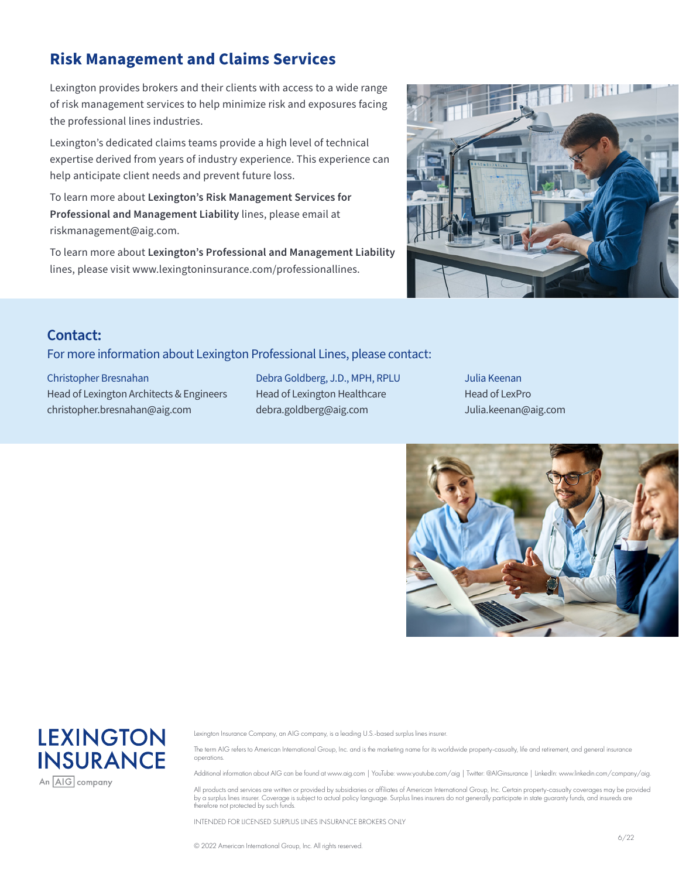## Risk Management and Claims Services

Lexington provides brokers and their clients with access to a wide range of risk management services to help minimize risk and exposures facing the professional lines industries.

Lexington's dedicated claims teams provide a high level of technical expertise derived from years of industry experience. This experience can help anticipate client needs and prevent future loss.

To learn more about **Lexington's Risk Management Services for Professional and Management Liability** lines, please email at riskmanagement@aig.com.

To learn more about **Lexington's Professional and Management Liability** lines, please visit www.lexingtoninsurance.com/professionallines.

## Contact:

For more information about Lexington Professional Lines, please contact:

Christopher Bresnahan
Head of Lexington Architects & Engineers
christopher.bresnahan@aig.com

Debra Goldberg, J.D., MPH, RPLU
Head of Lexington Healthcare
debra.goldberg@aig.com

Julia Keenan
Head of LexPro
Julia.keenan@aig.com

LEXINGTON INSURANCE
An AIG company

Lexington Insurance Company, an AIG company, is a leading U.S.-based surplus lines insurer.

The term AIG refers to American International Group, Inc. and is the marketing name for its worldwide property-casualty, life and retirement, and general insurance operations.

Additional information about AIG can be found at www.aig.com | YouTube: www.youtube.com/aig | Twitter: @AIGinsurance | LinkedIn: www.linkedin.com/company/aig.

All products and services are written or provided by subsidiaries or affiliates of American International Group, Inc. Certain property-casualty coverages may be provided by a surplus lines insurer. Coverage is subject to actual policy language. Surplus lines insurers do not generally participate in state guaranty funds, and insureds are therefore not protected by such funds.

INTENDED FOR LICENSED SURPLUS LINES INSURANCE BROKERS ONLY

© 2022 American International Group, Inc. All rights reserved.

6/22